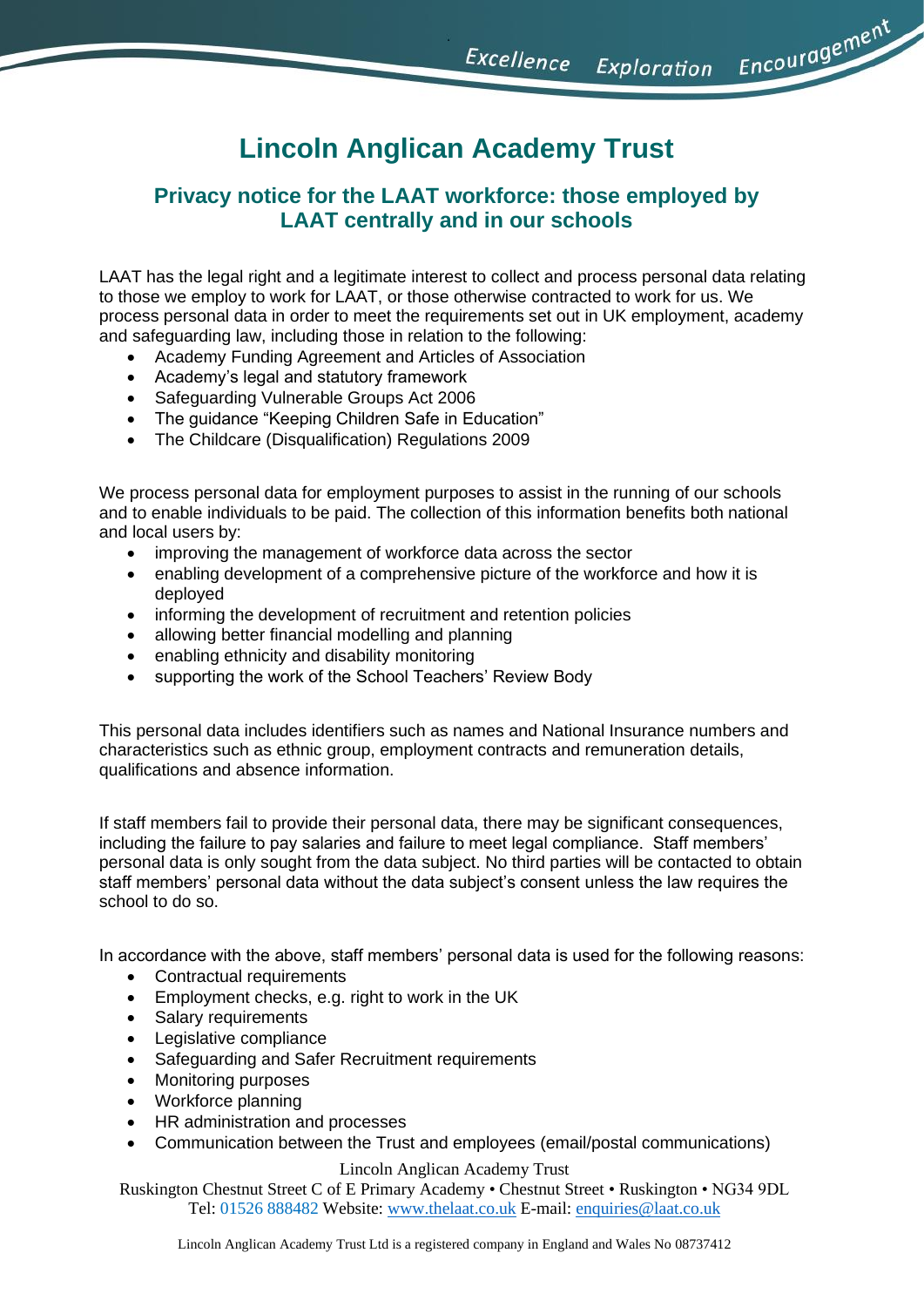# Lincoln Anglican Academy Trust

## Privacy notice for the LAAT workforce: those employed by LAAT centrally and in our schools

LAAT has the legal right and a legitimate interest to collect and process personal data relating to those we employ to work for LAAT, or those otherwise contracted to work for us. We process personal data in order to meet the requirements set out in UK employment, academy and safeguarding law, including those in relation to the following:

- Academy Funding Agreement and Articles of Association
- Academy's legal and statutory framework
- Safeguarding Vulnerable Groups Act 2006
- The guidance "Keeping Children Safe in Education"
- The Childcare (Disqualification) Regulations 2009

We process personal data for employment purposes to assist in the running of our schools and to enable individuals to be paid. The collection of this information benefits both national and local users by:

- improving the management of workforce data across the sector
- enabling development of a comprehensive picture of the workforce and how it is deployed
- informing the development of recruitment and retention policies
- allowing better financial modelling and planning
- enabling ethnicity and disability monitoring
- supporting the work of the School Teachers' Review Body

This personal data includes identifiers such as names and National Insurance numbers and characteristics such as ethnic group, employment contracts and remuneration details, qualifications and absence information.

If staff members fail to provide their personal data, there may be significant consequences, including the failure to pay salaries and failure to meet legal compliance. Staff members' personal data is only sought from the data subject. No third parties will be contacted to obtain staff members' personal data without the data subject's consent unless the law requires the school to do so.

In accordance with the above, staff members' personal data is used for the following reasons:

- Contractual requirements
- Employment checks, e.g. right to work in the UK
- Salary requirements
- Legislative compliance
- Safeguarding and Safer Recruitment requirements
- Monitoring purposes
- Workforce planning
- HR administration and processes
- Communication between the Trust and employees (email/postal communications)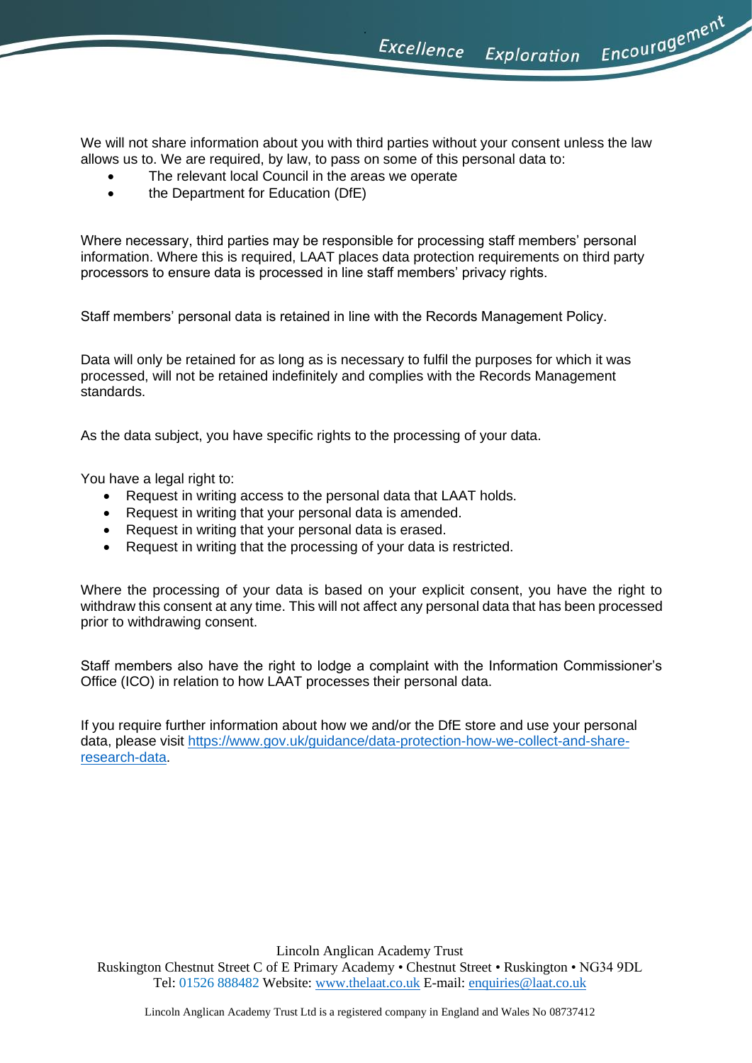We will not share information about you with third parties without your consent unless the law allows us to. We are required, by law, to pass on some of this personal data to:

- The relevant local Council in the areas we operate
- the Department for Education (DfE)

Where necessary, third parties may be responsible for processing staff members' personal information. Where this is required, LAAT places data protection requirements on third party processors to ensure data is processed in line staff members' privacy rights.

Staff members' personal data is retained in line with the Records Management Policy.

Data will only be retained for as long as is necessary to fulfil the purposes for which it was processed, will not be retained indefinitely and complies with the Records Management standards.

As the data subject, you have specific rights to the processing of your data.

You have a legal right to:

- Request in writing access to the personal data that LAAT holds.
- Request in writing that your personal data is amended.
- Request in writing that your personal data is erased.
- Request in writing that the processing of your data is restricted.

Where the processing of your data is based on your explicit consent, you have the right to withdraw this consent at any time. This will not affect any personal data that has been processed prior to withdrawing consent.

Staff members also have the right to lodge a complaint with the Information Commissioner's Office (ICO) in relation to how LAAT processes their personal data.

If you require further information about how we and/or the DfE store and use your personal data, please visit [https://www.gov.uk/guidance/data-protection-how-we-collect-and-share-research-data](https://www.gov.uk/guidance/data-protection-how-we-collect-and-share-research-data).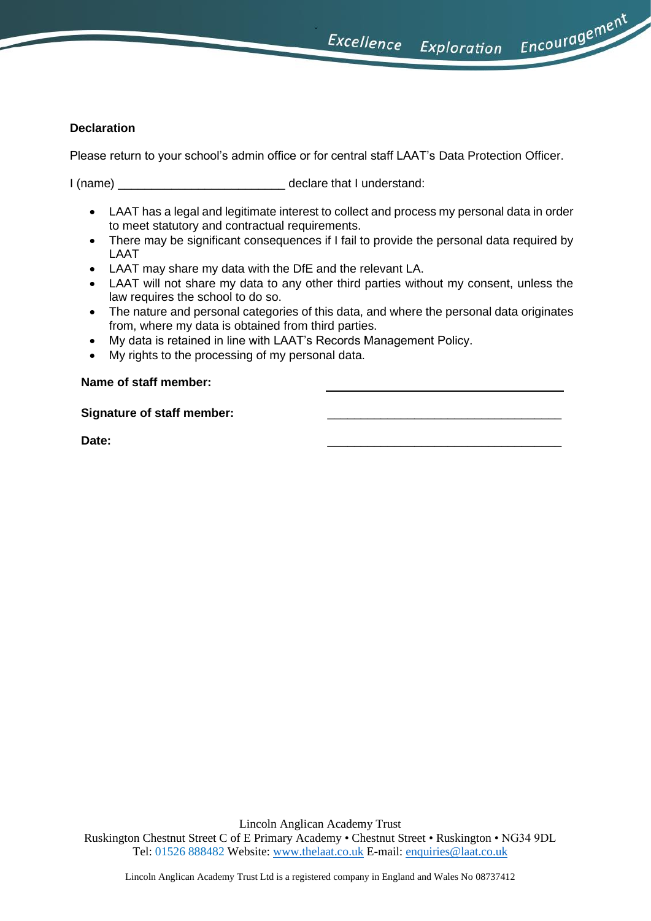**Declaration**

Please return to your school's admin office or for central staff LAAT's Data Protection Officer.

I (name) ________________________ declare that I understand:

- LAAT has a legal and legitimate interest to collect and process my personal data in order to meet statutory and contractual requirements.
- There may be significant consequences if I fail to provide the personal data required by LAAT
- LAAT may share my data with the DfE and the relevant LA.
- LAAT will not share my data to any other third parties without my consent, unless the law requires the school to do so.
- The nature and personal categories of this data, and where the personal data originates from, where my data is obtained from third parties.
- My data is retained in line with LAAT's Records Management Policy.
- My rights to the processing of my personal data.

**Name of staff member:** ________________________________

**Signature of staff member:** ________________________________

**Date:** ________________________________

Lincoln Anglican Academy Trust
Ruskington Chestnut Street C of E Primary Academy • Chestnut Street • Ruskington • NG34 9DL
Tel: 01526 888482 Website: www.thelaat.co.uk E-mail: enquiries@laat.co.uk

Lincoln Anglican Academy Trust Ltd is a registered company in England and Wales No 08737412